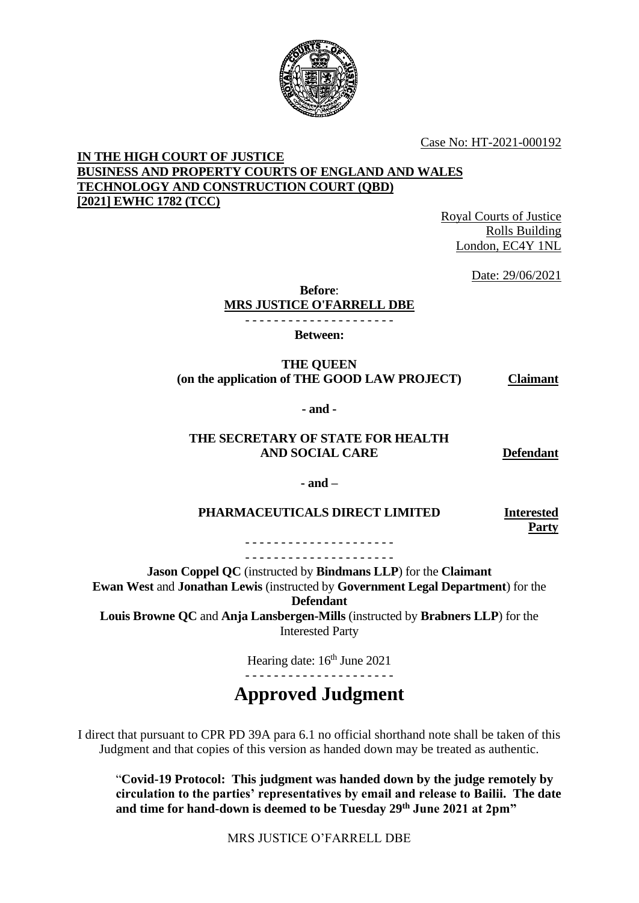Case No: HT-2021-000192

**IN THE HIGH COURT OF JUSTICE**
**BUSINESS AND PROPERTY COURTS OF ENGLAND AND WALES**
**TECHNOLOGY AND CONSTRUCTION COURT (QBD)**
**[2021] EWHC 1782 (TCC)**

Royal Courts of Justice
Rolls Building
London, EC4Y 1NL

Date: 29/06/2021

**Before**:

**MRS JUSTICE O'FARRELL DBE**

- - - - - - - - - - - - - - - - - - - - -

**Between:**

**THE QUEEN**
**(on the application of THE GOOD LAW PROJECT)** **Claimant**

**- and -**

**THE SECRETARY OF STATE FOR HEALTH AND SOCIAL CARE** **Defendant**

**- and –**

**PHARMACEUTICALS DIRECT LIMITED** **Interested Party**

- - - - - - - - - - - - - - - - - - - - -
- - - - - - - - - - - - - - - - - - - - -

**Jason Coppel QC** (instructed by **Bindmans LLP**) for the **Claimant**
**Ewan West** and **Jonathan Lewis** (instructed by **Government Legal Department**) for the **Defendant**
**Louis Browne QC** and **Anja Lansbergen-Mills** (instructed by **Brabners LLP**) for the Interested Party

Hearing date: 16th June 2021

- - - - - - - - - - - - - - - - - - - - -

# Approved Judgment

I direct that pursuant to CPR PD 39A para 6.1 no official shorthand note shall be taken of this Judgment and that copies of this version as handed down may be treated as authentic.

"**Covid-19 Protocol: This judgment was handed down by the judge remotely by circulation to the parties' representatives by email and release to Bailii. The date and time for hand-down is deemed to be Tuesday 29th June 2021 at 2pm"**

MRS JUSTICE O'FARRELL DBE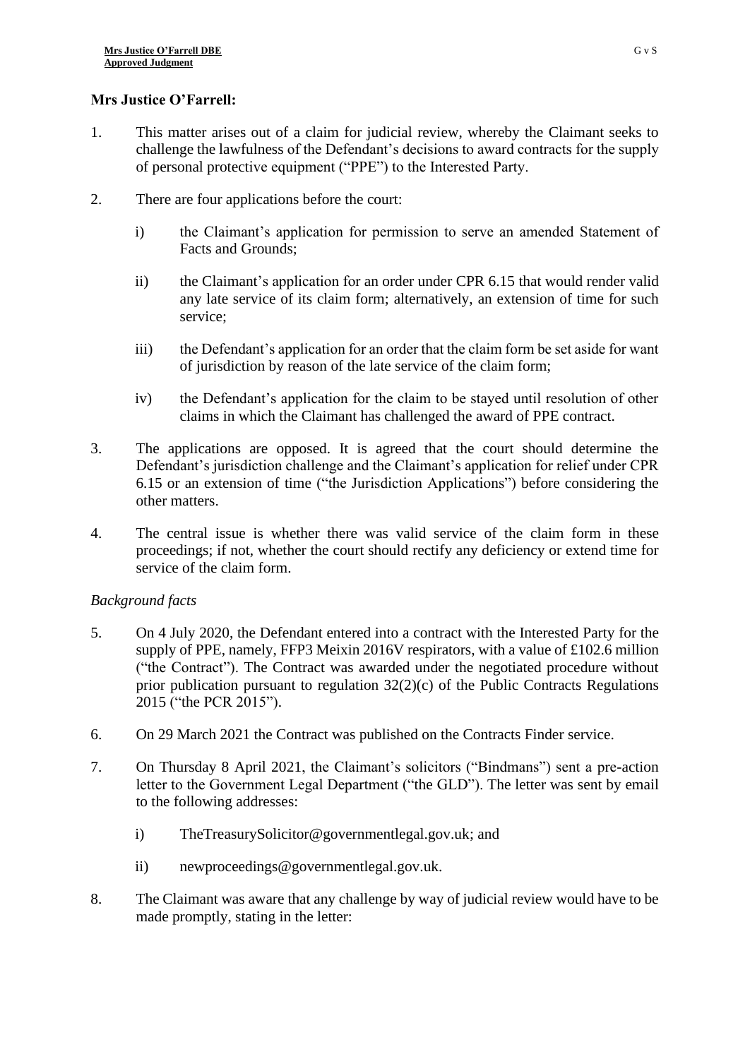**Mrs Justice O'Farrell:**

1. This matter arises out of a claim for judicial review, whereby the Claimant seeks to challenge the lawfulness of the Defendant's decisions to award contracts for the supply of personal protective equipment ("PPE") to the Interested Party.

2. There are four applications before the court:

   i) the Claimant's application for permission to serve an amended Statement of Facts and Grounds;

   ii) the Claimant's application for an order under CPR 6.15 that would render valid any late service of its claim form; alternatively, an extension of time for such service;

   iii) the Defendant's application for an order that the claim form be set aside for want of jurisdiction by reason of the late service of the claim form;

   iv) the Defendant's application for the claim to be stayed until resolution of other claims in which the Claimant has challenged the award of PPE contract.

3. The applications are opposed. It is agreed that the court should determine the Defendant's jurisdiction challenge and the Claimant's application for relief under CPR 6.15 or an extension of time ("the Jurisdiction Applications") before considering the other matters.

4. The central issue is whether there was valid service of the claim form in these proceedings; if not, whether the court should rectify any deficiency or extend time for service of the claim form.

*Background facts*

5. On 4 July 2020, the Defendant entered into a contract with the Interested Party for the supply of PPE, namely, FFP3 Meixin 2016V respirators, with a value of £102.6 million ("the Contract"). The Contract was awarded under the negotiated procedure without prior publication pursuant to regulation 32(2)(c) of the Public Contracts Regulations 2015 ("the PCR 2015").

6. On 29 March 2021 the Contract was published on the Contracts Finder service.

7. On Thursday 8 April 2021, the Claimant's solicitors ("Bindmans") sent a pre-action letter to the Government Legal Department ("the GLD"). The letter was sent by email to the following addresses:

   i) TheTreasurySolicitor@governmentlegal.gov.uk; and

   ii) newproceedings@governmentlegal.gov.uk.

8. The Claimant was aware that any challenge by way of judicial review would have to be made promptly, stating in the letter: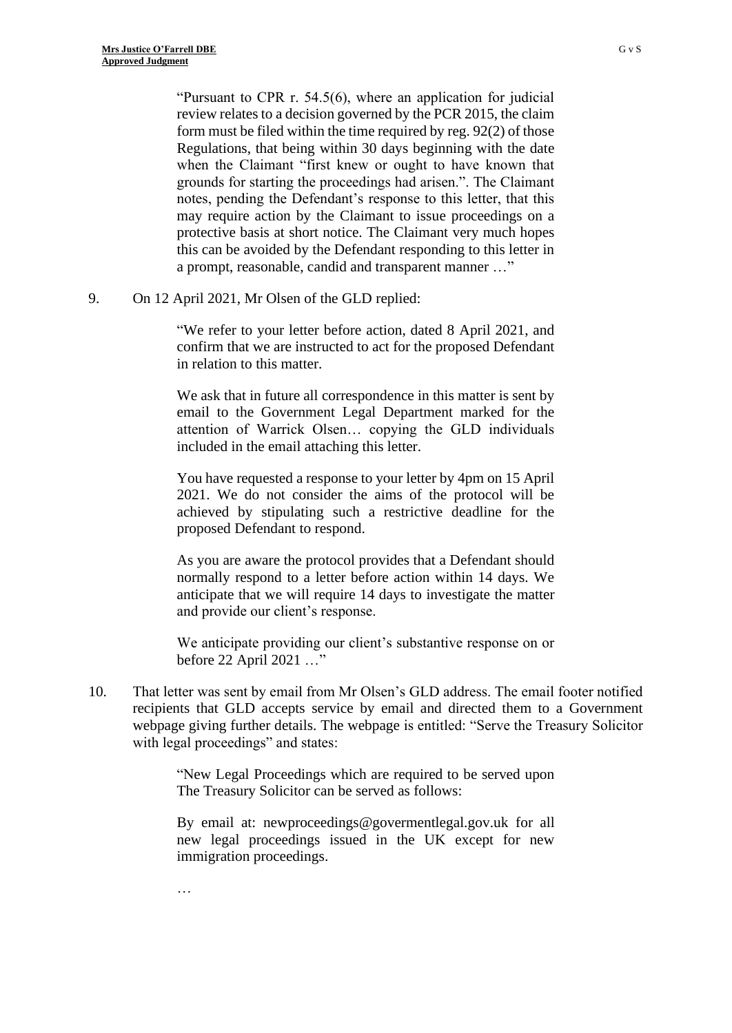> "Pursuant to CPR r. 54.5(6), where an application for judicial review relates to a decision governed by the PCR 2015, the claim form must be filed within the time required by reg. 92(2) of those Regulations, that being within 30 days beginning with the date when the Claimant "first knew or ought to have known that grounds for starting the proceedings had arisen.". The Claimant notes, pending the Defendant's response to this letter, that this may require action by the Claimant to issue proceedings on a protective basis at short notice. The Claimant very much hopes this can be avoided by the Defendant responding to this letter in a prompt, reasonable, candid and transparent manner …"

9. On 12 April 2021, Mr Olsen of the GLD replied:

> "We refer to your letter before action, dated 8 April 2021, and confirm that we are instructed to act for the proposed Defendant in relation to this matter.
>
> We ask that in future all correspondence in this matter is sent by email to the Government Legal Department marked for the attention of Warrick Olsen… copying the GLD individuals included in the email attaching this letter.
>
> You have requested a response to your letter by 4pm on 15 April 2021. We do not consider the aims of the protocol will be achieved by stipulating such a restrictive deadline for the proposed Defendant to respond.
>
> As you are aware the protocol provides that a Defendant should normally respond to a letter before action within 14 days. We anticipate that we will require 14 days to investigate the matter and provide our client's response.
>
> We anticipate providing our client's substantive response on or before 22 April 2021 …"

10. That letter was sent by email from Mr Olsen's GLD address. The email footer notified recipients that GLD accepts service by email and directed them to a Government webpage giving further details. The webpage is entitled: "Serve the Treasury Solicitor with legal proceedings" and states:

> "New Legal Proceedings which are required to be served upon The Treasury Solicitor can be served as follows:
>
> By email at: newproceedings@govermentlegal.gov.uk for all new legal proceedings issued in the UK except for new immigration proceedings.
>
> …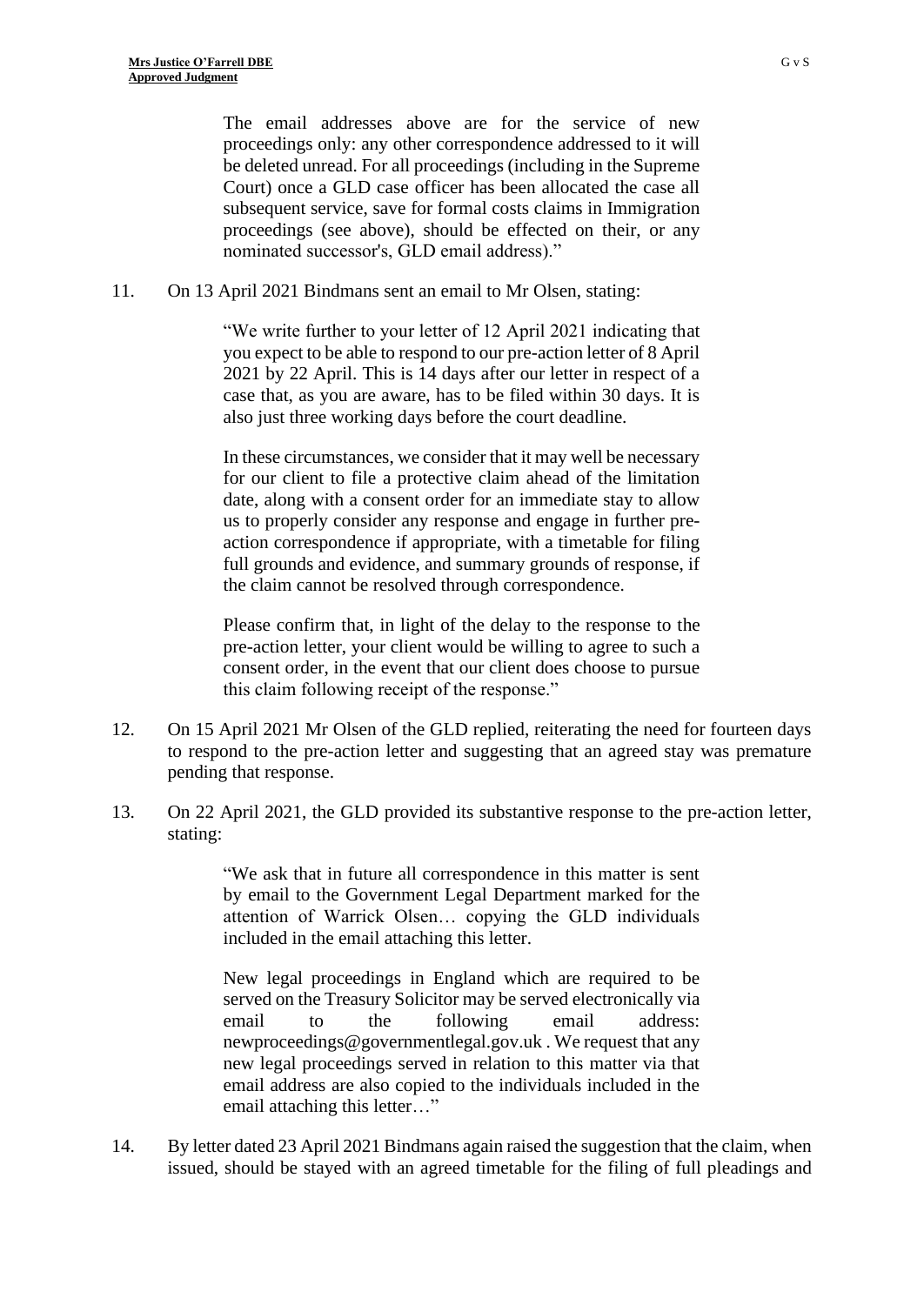> The email addresses above are for the service of new proceedings only: any other correspondence addressed to it will be deleted unread. For all proceedings (including in the Supreme Court) once a GLD case officer has been allocated the case all subsequent service, save for formal costs claims in Immigration proceedings (see above), should be effected on their, or any nominated successor's, GLD email address)."

11. On 13 April 2021 Bindmans sent an email to Mr Olsen, stating:

> "We write further to your letter of 12 April 2021 indicating that you expect to be able to respond to our pre-action letter of 8 April 2021 by 22 April. This is 14 days after our letter in respect of a case that, as you are aware, has to be filed within 30 days. It is also just three working days before the court deadline.
>
> In these circumstances, we consider that it may well be necessary for our client to file a protective claim ahead of the limitation date, along with a consent order for an immediate stay to allow us to properly consider any response and engage in further pre-action correspondence if appropriate, with a timetable for filing full grounds and evidence, and summary grounds of response, if the claim cannot be resolved through correspondence.
>
> Please confirm that, in light of the delay to the response to the pre-action letter, your client would be willing to agree to such a consent order, in the event that our client does choose to pursue this claim following receipt of the response."

12. On 15 April 2021 Mr Olsen of the GLD replied, reiterating the need for fourteen days to respond to the pre-action letter and suggesting that an agreed stay was premature pending that response.

13. On 22 April 2021, the GLD provided its substantive response to the pre-action letter, stating:

> "We ask that in future all correspondence in this matter is sent by email to the Government Legal Department marked for the attention of Warrick Olsen… copying the GLD individuals included in the email attaching this letter.
>
> New legal proceedings in England which are required to be served on the Treasury Solicitor may be served electronically via email to the following email address: newproceedings@governmentlegal.gov.uk . We request that any new legal proceedings served in relation to this matter via that email address are also copied to the individuals included in the email attaching this letter…"

14. By letter dated 23 April 2021 Bindmans again raised the suggestion that the claim, when issued, should be stayed with an agreed timetable for the filing of full pleadings and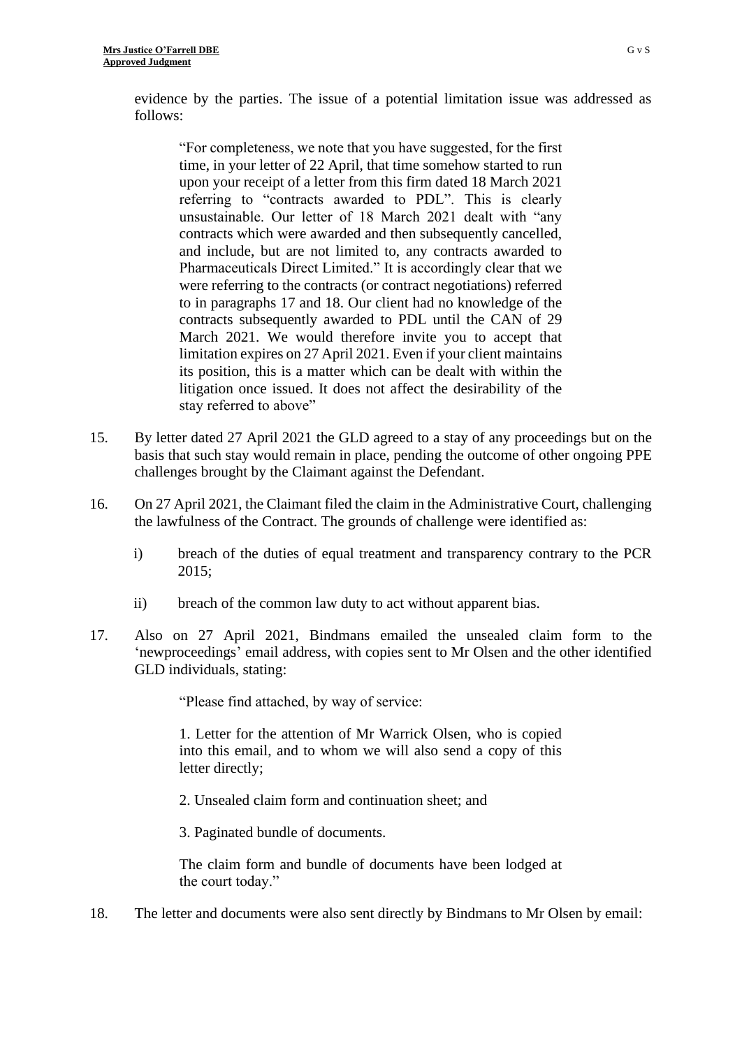evidence by the parties. The issue of a potential limitation issue was addressed as follows:

> "For completeness, we note that you have suggested, for the first time, in your letter of 22 April, that time somehow started to run upon your receipt of a letter from this firm dated 18 March 2021 referring to "contracts awarded to PDL". This is clearly unsustainable. Our letter of 18 March 2021 dealt with "any contracts which were awarded and then subsequently cancelled, and include, but are not limited to, any contracts awarded to Pharmaceuticals Direct Limited." It is accordingly clear that we were referring to the contracts (or contract negotiations) referred to in paragraphs 17 and 18. Our client had no knowledge of the contracts subsequently awarded to PDL until the CAN of 29 March 2021. We would therefore invite you to accept that limitation expires on 27 April 2021. Even if your client maintains its position, this is a matter which can be dealt with within the litigation once issued. It does not affect the desirability of the stay referred to above"

15. By letter dated 27 April 2021 the GLD agreed to a stay of any proceedings but on the basis that such stay would remain in place, pending the outcome of other ongoing PPE challenges brought by the Claimant against the Defendant.

16. On 27 April 2021, the Claimant filed the claim in the Administrative Court, challenging the lawfulness of the Contract. The grounds of challenge were identified as:

    i) breach of the duties of equal treatment and transparency contrary to the PCR 2015;

    ii) breach of the common law duty to act without apparent bias.

17. Also on 27 April 2021, Bindmans emailed the unsealed claim form to the 'newproceedings' email address, with copies sent to Mr Olsen and the other identified GLD individuals, stating:

    > "Please find attached, by way of service:
    >
    > 1. Letter for the attention of Mr Warrick Olsen, who is copied into this email, and to whom we will also send a copy of this letter directly;
    >
    > 2. Unsealed claim form and continuation sheet; and
    >
    > 3. Paginated bundle of documents.
    >
    > The claim form and bundle of documents have been lodged at the court today."

18. The letter and documents were also sent directly by Bindmans to Mr Olsen by email: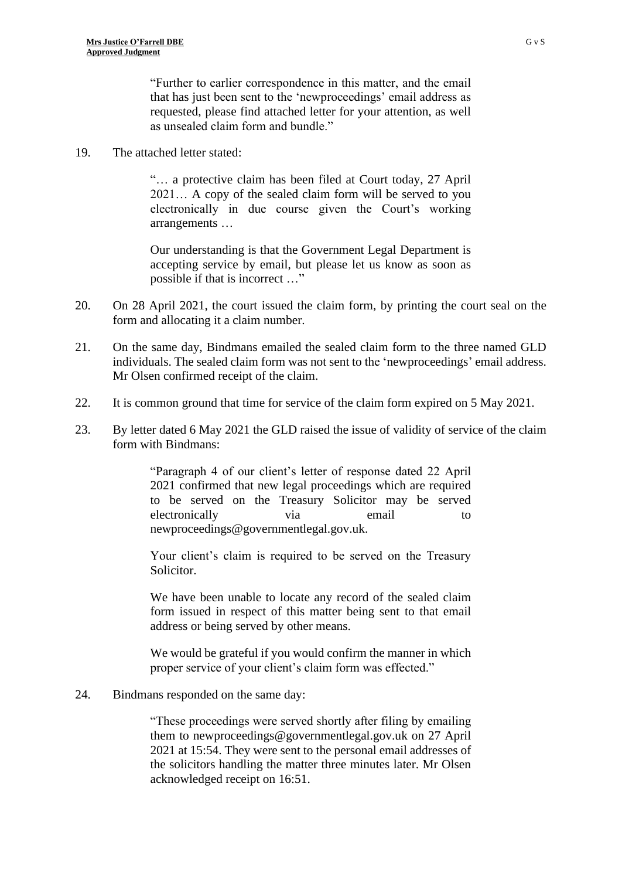> "Further to earlier correspondence in this matter, and the email that has just been sent to the 'newproceedings' email address as requested, please find attached letter for your attention, as well as unsealed claim form and bundle."

19. The attached letter stated:

> "… a protective claim has been filed at Court today, 27 April 2021… A copy of the sealed claim form will be served to you electronically in due course given the Court's working arrangements …
>
> Our understanding is that the Government Legal Department is accepting service by email, but please let us know as soon as possible if that is incorrect …"

20. On 28 April 2021, the court issued the claim form, by printing the court seal on the form and allocating it a claim number.

21. On the same day, Bindmans emailed the sealed claim form to the three named GLD individuals. The sealed claim form was not sent to the 'newproceedings' email address. Mr Olsen confirmed receipt of the claim.

22. It is common ground that time for service of the claim form expired on 5 May 2021.

23. By letter dated 6 May 2021 the GLD raised the issue of validity of service of the claim form with Bindmans:

> "Paragraph 4 of our client's letter of response dated 22 April 2021 confirmed that new legal proceedings which are required to be served on the Treasury Solicitor may be served electronically via email to newproceedings@governmentlegal.gov.uk.
>
> Your client's claim is required to be served on the Treasury Solicitor.
>
> We have been unable to locate any record of the sealed claim form issued in respect of this matter being sent to that email address or being served by other means.
>
> We would be grateful if you would confirm the manner in which proper service of your client's claim form was effected."

24. Bindmans responded on the same day:

> "These proceedings were served shortly after filing by emailing them to newproceedings@governmentlegal.gov.uk on 27 April 2021 at 15:54. They were sent to the personal email addresses of the solicitors handling the matter three minutes later. Mr Olsen acknowledged receipt on 16:51.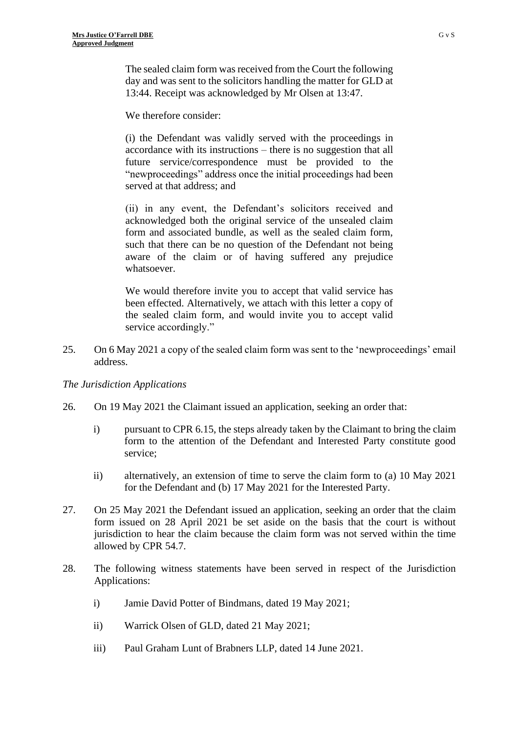> The sealed claim form was received from the Court the following day and was sent to the solicitors handling the matter for GLD at 13:44. Receipt was acknowledged by Mr Olsen at 13:47.
>
> We therefore consider:
>
> (i) the Defendant was validly served with the proceedings in accordance with its instructions – there is no suggestion that all future service/correspondence must be provided to the "newproceedings" address once the initial proceedings had been served at that address; and
>
> (ii) in any event, the Defendant's solicitors received and acknowledged both the original service of the unsealed claim form and associated bundle, as well as the sealed claim form, such that there can be no question of the Defendant not being aware of the claim or of having suffered any prejudice whatsoever.
>
> We would therefore invite you to accept that valid service has been effected. Alternatively, we attach with this letter a copy of the sealed claim form, and would invite you to accept valid service accordingly."

25. On 6 May 2021 a copy of the sealed claim form was sent to the 'newproceedings' email address.

*The Jurisdiction Applications*

26. On 19 May 2021 the Claimant issued an application, seeking an order that:

    i) pursuant to CPR 6.15, the steps already taken by the Claimant to bring the claim form to the attention of the Defendant and Interested Party constitute good service;

    ii) alternatively, an extension of time to serve the claim form to (a) 10 May 2021 for the Defendant and (b) 17 May 2021 for the Interested Party.

27. On 25 May 2021 the Defendant issued an application, seeking an order that the claim form issued on 28 April 2021 be set aside on the basis that the court is without jurisdiction to hear the claim because the claim form was not served within the time allowed by CPR 54.7.

28. The following witness statements have been served in respect of the Jurisdiction Applications:

    i) Jamie David Potter of Bindmans, dated 19 May 2021;

    ii) Warrick Olsen of GLD, dated 21 May 2021;

    iii) Paul Graham Lunt of Brabners LLP, dated 14 June 2021.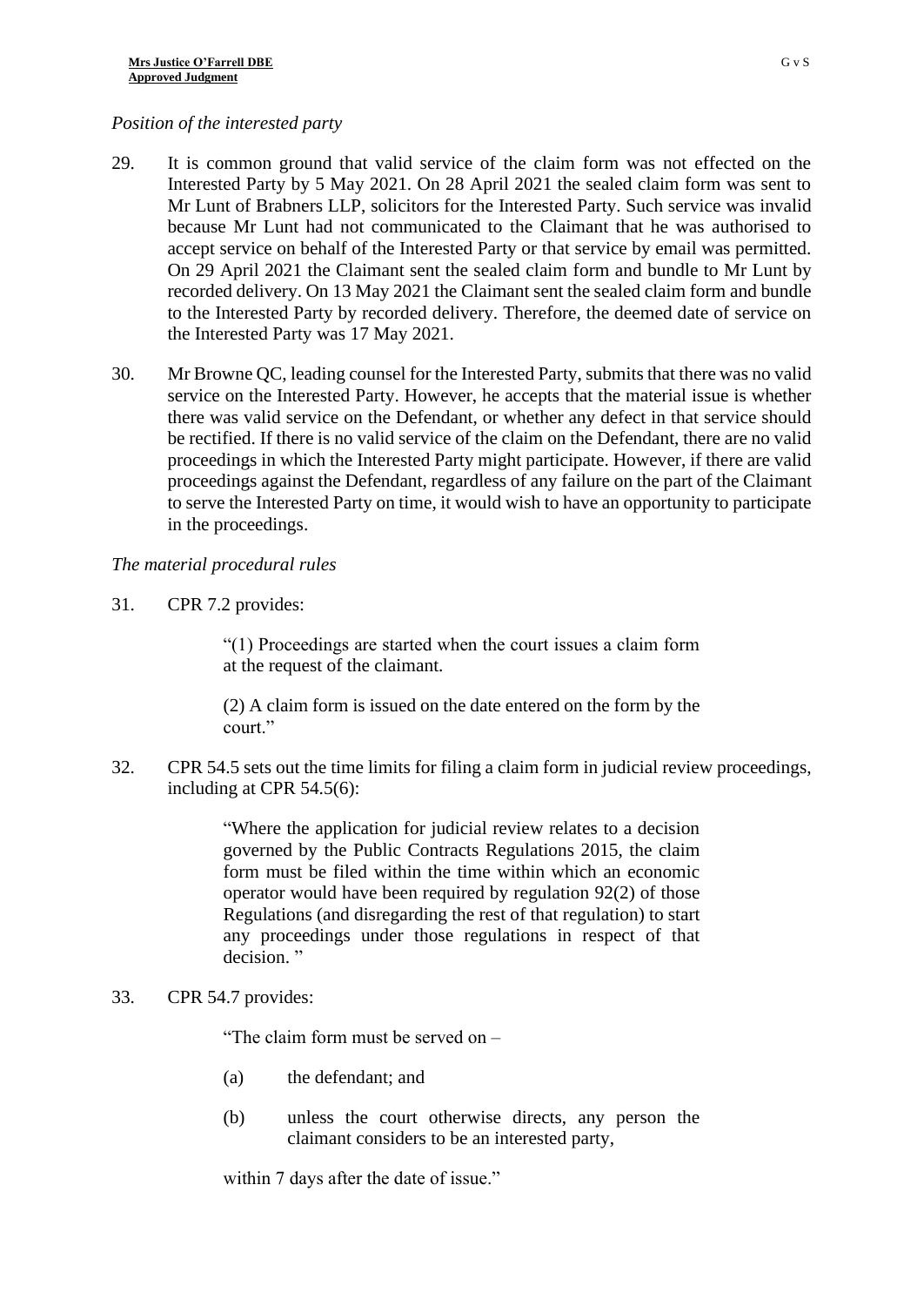*Position of the interested party*

29. It is common ground that valid service of the claim form was not effected on the Interested Party by 5 May 2021. On 28 April 2021 the sealed claim form was sent to Mr Lunt of Brabners LLP, solicitors for the Interested Party. Such service was invalid because Mr Lunt had not communicated to the Claimant that he was authorised to accept service on behalf of the Interested Party or that service by email was permitted. On 29 April 2021 the Claimant sent the sealed claim form and bundle to Mr Lunt by recorded delivery. On 13 May 2021 the Claimant sent the sealed claim form and bundle to the Interested Party by recorded delivery. Therefore, the deemed date of service on the Interested Party was 17 May 2021.

30. Mr Browne QC, leading counsel for the Interested Party, submits that there was no valid service on the Interested Party. However, he accepts that the material issue is whether there was valid service on the Defendant, or whether any defect in that service should be rectified. If there is no valid service of the claim on the Defendant, there are no valid proceedings in which the Interested Party might participate. However, if there are valid proceedings against the Defendant, regardless of any failure on the part of the Claimant to serve the Interested Party on time, it would wish to have an opportunity to participate in the proceedings.

*The material procedural rules*

31. CPR 7.2 provides:

> "(1) Proceedings are started when the court issues a claim form at the request of the claimant.
>
> (2) A claim form is issued on the date entered on the form by the court."

32. CPR 54.5 sets out the time limits for filing a claim form in judicial review proceedings, including at CPR 54.5(6):

> "Where the application for judicial review relates to a decision governed by the Public Contracts Regulations 2015, the claim form must be filed within the time within which an economic operator would have been required by regulation 92(2) of those Regulations (and disregarding the rest of that regulation) to start any proceedings under those regulations in respect of that decision. "

33. CPR 54.7 provides:

> "The claim form must be served on –
>
> (a) the defendant; and
>
> (b) unless the court otherwise directs, any person the claimant considers to be an interested party,
>
> within 7 days after the date of issue."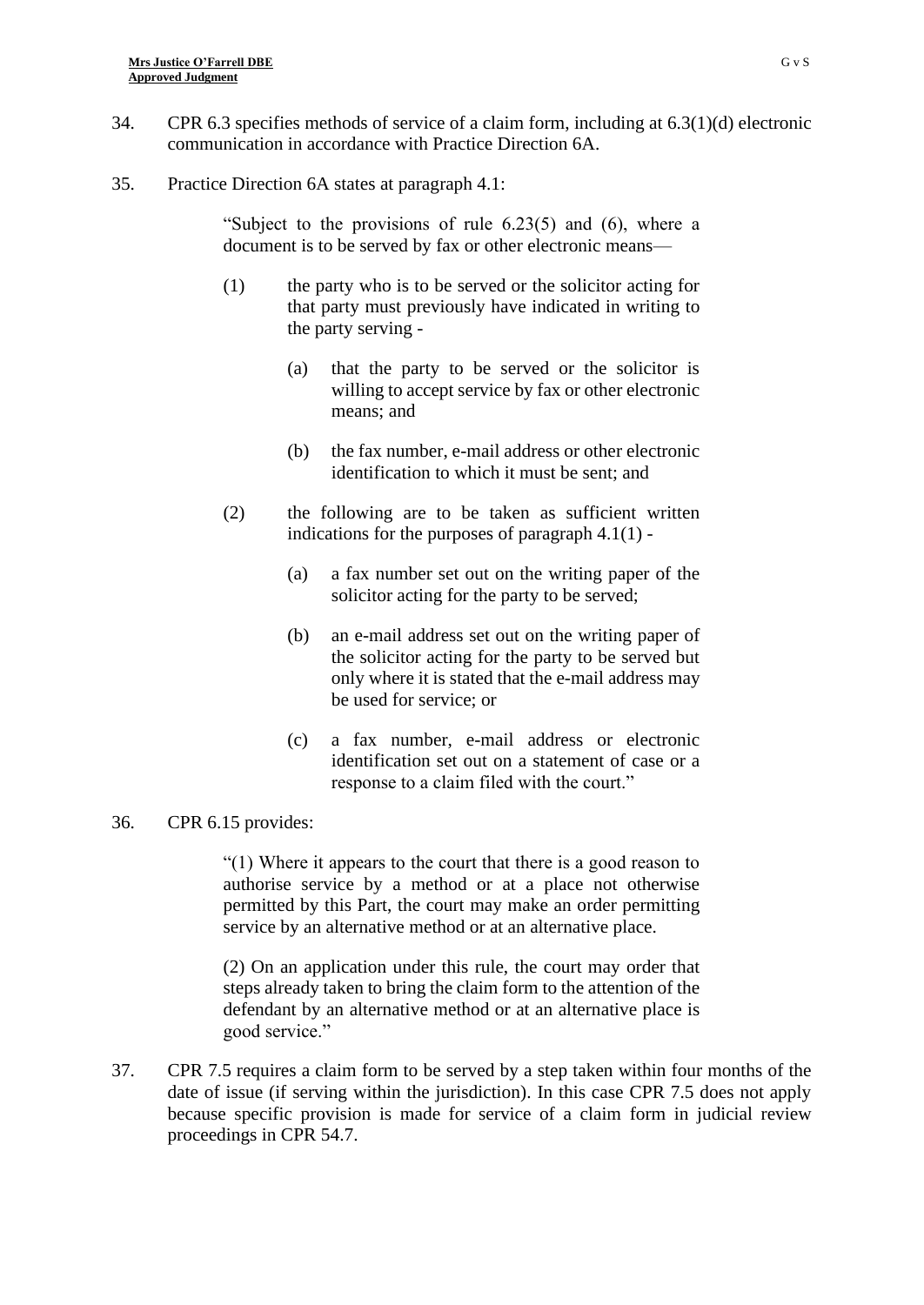34. CPR 6.3 specifies methods of service of a claim form, including at 6.3(1)(d) electronic communication in accordance with Practice Direction 6A.

35. Practice Direction 6A states at paragraph 4.1:

> "Subject to the provisions of rule 6.23(5) and (6), where a document is to be served by fax or other electronic means—
>
> (1) the party who is to be served or the solicitor acting for that party must previously have indicated in writing to the party serving -
>
> (a) that the party to be served or the solicitor is willing to accept service by fax or other electronic means; and
>
> (b) the fax number, e-mail address or other electronic identification to which it must be sent; and
>
> (2) the following are to be taken as sufficient written indications for the purposes of paragraph 4.1(1) -
>
> (a) a fax number set out on the writing paper of the solicitor acting for the party to be served;
>
> (b) an e-mail address set out on the writing paper of the solicitor acting for the party to be served but only where it is stated that the e-mail address may be used for service; or
>
> (c) a fax number, e-mail address or electronic identification set out on a statement of case or a response to a claim filed with the court."

36. CPR 6.15 provides:

> "(1) Where it appears to the court that there is a good reason to authorise service by a method or at a place not otherwise permitted by this Part, the court may make an order permitting service by an alternative method or at an alternative place.
>
> (2) On an application under this rule, the court may order that steps already taken to bring the claim form to the attention of the defendant by an alternative method or at an alternative place is good service."

37. CPR 7.5 requires a claim form to be served by a step taken within four months of the date of issue (if serving within the jurisdiction). In this case CPR 7.5 does not apply because specific provision is made for service of a claim form in judicial review proceedings in CPR 54.7.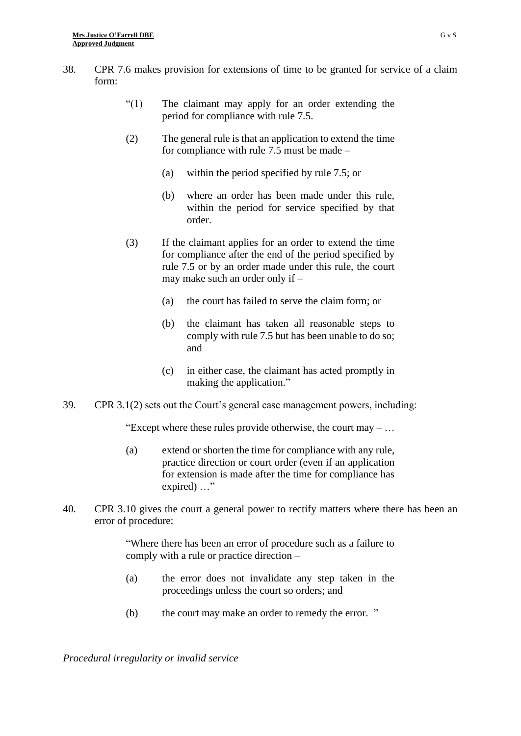38. CPR 7.6 makes provision for extensions of time to be granted for service of a claim form:

> "(1) The claimant may apply for an order extending the period for compliance with rule 7.5.
>
> (2) The general rule is that an application to extend the time for compliance with rule 7.5 must be made –
>
> (a) within the period specified by rule 7.5; or
>
> (b) where an order has been made under this rule, within the period for service specified by that order.
>
> (3) If the claimant applies for an order to extend the time for compliance after the end of the period specified by rule 7.5 or by an order made under this rule, the court may make such an order only if –
>
> (a) the court has failed to serve the claim form; or
>
> (b) the claimant has taken all reasonable steps to comply with rule 7.5 but has been unable to do so; and
>
> (c) in either case, the claimant has acted promptly in making the application."

39. CPR 3.1(2) sets out the Court's general case management powers, including:

> "Except where these rules provide otherwise, the court may – …
>
> (a) extend or shorten the time for compliance with any rule, practice direction or court order (even if an application for extension is made after the time for compliance has expired) …"

40. CPR 3.10 gives the court a general power to rectify matters where there has been an error of procedure:

> "Where there has been an error of procedure such as a failure to comply with a rule or practice direction –
>
> (a) the error does not invalidate any step taken in the proceedings unless the court so orders; and
>
> (b) the court may make an order to remedy the error. "

*Procedural irregularity or invalid service*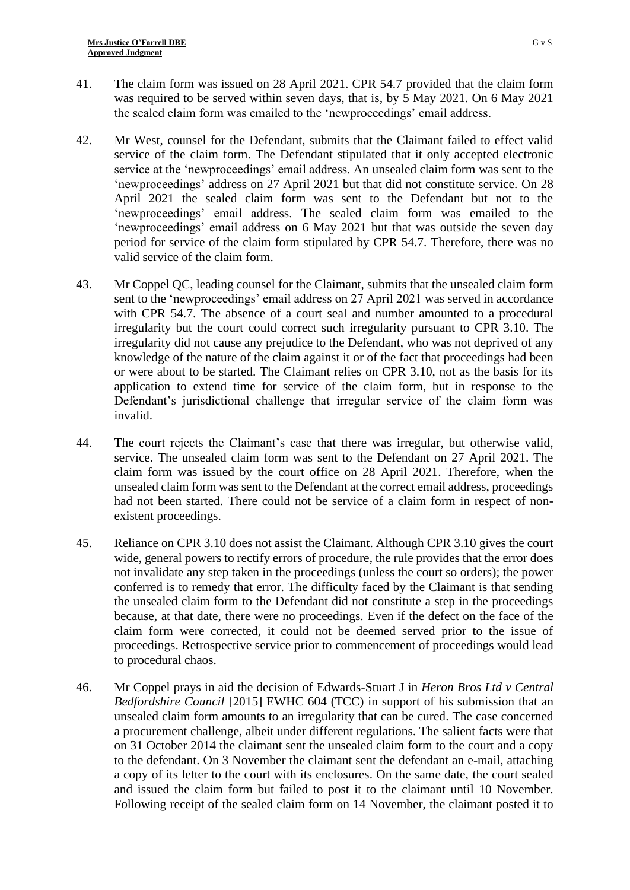41. The claim form was issued on 28 April 2021. CPR 54.7 provided that the claim form was required to be served within seven days, that is, by 5 May 2021. On 6 May 2021 the sealed claim form was emailed to the 'newproceedings' email address.

42. Mr West, counsel for the Defendant, submits that the Claimant failed to effect valid service of the claim form. The Defendant stipulated that it only accepted electronic service at the 'newproceedings' email address. An unsealed claim form was sent to the 'newproceedings' address on 27 April 2021 but that did not constitute service. On 28 April 2021 the sealed claim form was sent to the Defendant but not to the 'newproceedings' email address. The sealed claim form was emailed to the 'newproceedings' email address on 6 May 2021 but that was outside the seven day period for service of the claim form stipulated by CPR 54.7. Therefore, there was no valid service of the claim form.

43. Mr Coppel QC, leading counsel for the Claimant, submits that the unsealed claim form sent to the 'newproceedings' email address on 27 April 2021 was served in accordance with CPR 54.7. The absence of a court seal and number amounted to a procedural irregularity but the court could correct such irregularity pursuant to CPR 3.10. The irregularity did not cause any prejudice to the Defendant, who was not deprived of any knowledge of the nature of the claim against it or of the fact that proceedings had been or were about to be started. The Claimant relies on CPR 3.10, not as the basis for its application to extend time for service of the claim form, but in response to the Defendant's jurisdictional challenge that irregular service of the claim form was invalid.

44. The court rejects the Claimant's case that there was irregular, but otherwise valid, service. The unsealed claim form was sent to the Defendant on 27 April 2021. The claim form was issued by the court office on 28 April 2021. Therefore, when the unsealed claim form was sent to the Defendant at the correct email address, proceedings had not been started. There could not be service of a claim form in respect of non-existent proceedings.

45. Reliance on CPR 3.10 does not assist the Claimant. Although CPR 3.10 gives the court wide, general powers to rectify errors of procedure, the rule provides that the error does not invalidate any step taken in the proceedings (unless the court so orders); the power conferred is to remedy that error. The difficulty faced by the Claimant is that sending the unsealed claim form to the Defendant did not constitute a step in the proceedings because, at that date, there were no proceedings. Even if the defect on the face of the claim form were corrected, it could not be deemed served prior to the issue of proceedings. Retrospective service prior to commencement of proceedings would lead to procedural chaos.

46. Mr Coppel prays in aid the decision of Edwards-Stuart J in *Heron Bros Ltd v Central Bedfordshire Council* [2015] EWHC 604 (TCC) in support of his submission that an unsealed claim form amounts to an irregularity that can be cured. The case concerned a procurement challenge, albeit under different regulations. The salient facts were that on 31 October 2014 the claimant sent the unsealed claim form to the court and a copy to the defendant. On 3 November the claimant sent the defendant an e-mail, attaching a copy of its letter to the court with its enclosures. On the same date, the court sealed and issued the claim form but failed to post it to the claimant until 10 November. Following receipt of the sealed claim form on 14 November, the claimant posted it to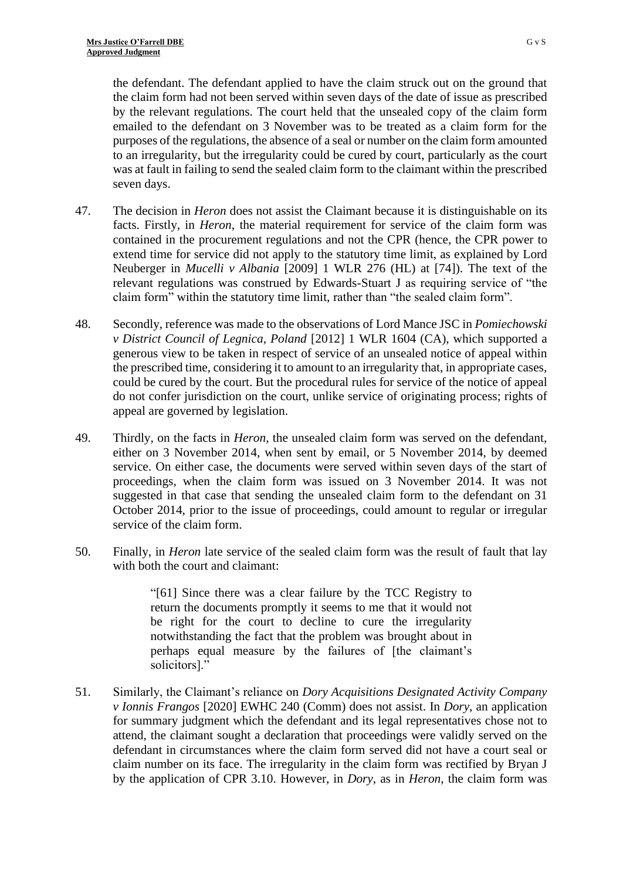the defendant. The defendant applied to have the claim struck out on the ground that the claim form had not been served within seven days of the date of issue as prescribed by the relevant regulations. The court held that the unsealed copy of the claim form emailed to the defendant on 3 November was to be treated as a claim form for the purposes of the regulations, the absence of a seal or number on the claim form amounted to an irregularity, but the irregularity could be cured by court, particularly as the court was at fault in failing to send the sealed claim form to the claimant within the prescribed seven days.

47. The decision in *Heron* does not assist the Claimant because it is distinguishable on its facts. Firstly, in *Heron*, the material requirement for service of the claim form was contained in the procurement regulations and not the CPR (hence, the CPR power to extend time for service did not apply to the statutory time limit, as explained by Lord Neuberger in *Mucelli v Albania* [2009] 1 WLR 276 (HL) at [74]). The text of the relevant regulations was construed by Edwards-Stuart J as requiring service of "the claim form" within the statutory time limit, rather than "the sealed claim form".

48. Secondly, reference was made to the observations of Lord Mance JSC in *Pomiechowski v District Council of Legnica, Poland* [2012] 1 WLR 1604 (CA), which supported a generous view to be taken in respect of service of an unsealed notice of appeal within the prescribed time, considering it to amount to an irregularity that, in appropriate cases, could be cured by the court. But the procedural rules for service of the notice of appeal do not confer jurisdiction on the court, unlike service of originating process; rights of appeal are governed by legislation.

49. Thirdly, on the facts in *Heron*, the unsealed claim form was served on the defendant, either on 3 November 2014, when sent by email, or 5 November 2014, by deemed service. On either case, the documents were served within seven days of the start of proceedings, when the claim form was issued on 3 November 2014. It was not suggested in that case that sending the unsealed claim form to the defendant on 31 October 2014, prior to the issue of proceedings, could amount to regular or irregular service of the claim form.

50. Finally, in *Heron* late service of the sealed claim form was the result of fault that lay with both the court and claimant:

> "[61] Since there was a clear failure by the TCC Registry to return the documents promptly it seems to me that it would not be right for the court to decline to cure the irregularity notwithstanding the fact that the problem was brought about in perhaps equal measure by the failures of [the claimant's solicitors]."

51. Similarly, the Claimant's reliance on *Dory Acquisitions Designated Activity Company v Ionnis Frangos* [2020] EWHC 240 (Comm) does not assist. In *Dory*, an application for summary judgment which the defendant and its legal representatives chose not to attend, the claimant sought a declaration that proceedings were validly served on the defendant in circumstances where the claim form served did not have a court seal or claim number on its face. The irregularity in the claim form was rectified by Bryan J by the application of CPR 3.10. However, in *Dory*, as in *Heron*, the claim form was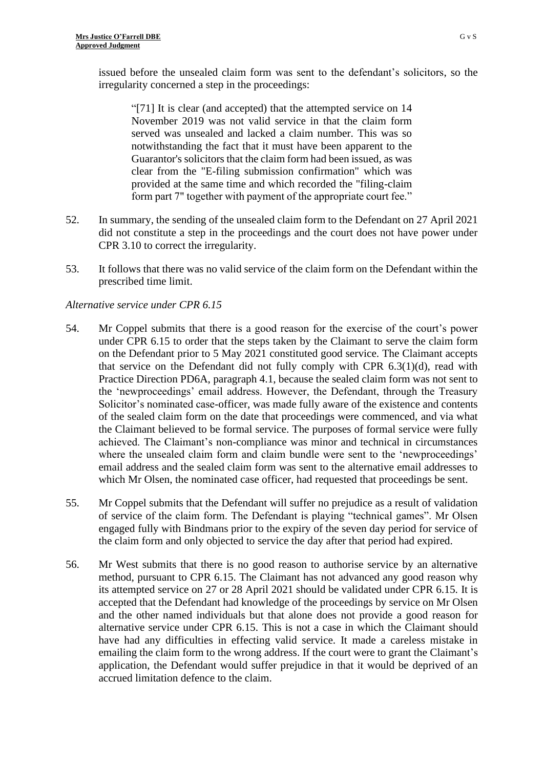issued before the unsealed claim form was sent to the defendant's solicitors, so the irregularity concerned a step in the proceedings:

> "[71] It is clear (and accepted) that the attempted service on 14 November 2019 was not valid service in that the claim form served was unsealed and lacked a claim number. This was so notwithstanding the fact that it must have been apparent to the Guarantor's solicitors that the claim form had been issued, as was clear from the "E-filing submission confirmation" which was provided at the same time and which recorded the "filing-claim form part 7" together with payment of the appropriate court fee."

52. In summary, the sending of the unsealed claim form to the Defendant on 27 April 2021 did not constitute a step in the proceedings and the court does not have power under CPR 3.10 to correct the irregularity.

53. It follows that there was no valid service of the claim form on the Defendant within the prescribed time limit.

*Alternative service under CPR 6.15*

54. Mr Coppel submits that there is a good reason for the exercise of the court's power under CPR 6.15 to order that the steps taken by the Claimant to serve the claim form on the Defendant prior to 5 May 2021 constituted good service. The Claimant accepts that service on the Defendant did not fully comply with CPR 6.3(1)(d), read with Practice Direction PD6A, paragraph 4.1, because the sealed claim form was not sent to the 'newproceedings' email address. However, the Defendant, through the Treasury Solicitor's nominated case-officer, was made fully aware of the existence and contents of the sealed claim form on the date that proceedings were commenced, and via what the Claimant believed to be formal service. The purposes of formal service were fully achieved. The Claimant's non-compliance was minor and technical in circumstances where the unsealed claim form and claim bundle were sent to the 'newproceedings' email address and the sealed claim form was sent to the alternative email addresses to which Mr Olsen, the nominated case officer, had requested that proceedings be sent.

55. Mr Coppel submits that the Defendant will suffer no prejudice as a result of validation of service of the claim form. The Defendant is playing "technical games". Mr Olsen engaged fully with Bindmans prior to the expiry of the seven day period for service of the claim form and only objected to service the day after that period had expired.

56. Mr West submits that there is no good reason to authorise service by an alternative method, pursuant to CPR 6.15. The Claimant has not advanced any good reason why its attempted service on 27 or 28 April 2021 should be validated under CPR 6.15. It is accepted that the Defendant had knowledge of the proceedings by service on Mr Olsen and the other named individuals but that alone does not provide a good reason for alternative service under CPR 6.15. This is not a case in which the Claimant should have had any difficulties in effecting valid service. It made a careless mistake in emailing the claim form to the wrong address. If the court were to grant the Claimant's application, the Defendant would suffer prejudice in that it would be deprived of an accrued limitation defence to the claim.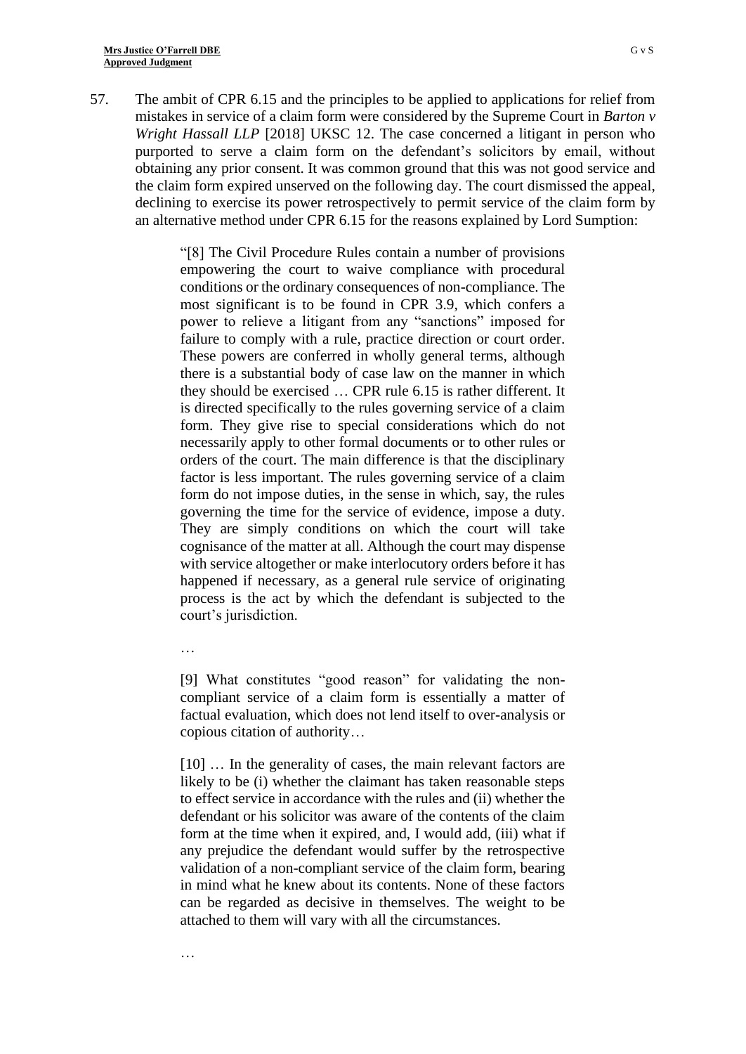57. The ambit of CPR 6.15 and the principles to be applied to applications for relief from mistakes in service of a claim form were considered by the Supreme Court in *Barton v Wright Hassall LLP* [2018] UKSC 12. The case concerned a litigant in person who purported to serve a claim form on the defendant's solicitors by email, without obtaining any prior consent. It was common ground that this was not good service and the claim form expired unserved on the following day. The court dismissed the appeal, declining to exercise its power retrospectively to permit service of the claim form by an alternative method under CPR 6.15 for the reasons explained by Lord Sumption:

> "[8] The Civil Procedure Rules contain a number of provisions empowering the court to waive compliance with procedural conditions or the ordinary consequences of non-compliance. The most significant is to be found in CPR 3.9, which confers a power to relieve a litigant from any "sanctions" imposed for failure to comply with a rule, practice direction or court order. These powers are conferred in wholly general terms, although there is a substantial body of case law on the manner in which they should be exercised … CPR rule 6.15 is rather different. It is directed specifically to the rules governing service of a claim form. They give rise to special considerations which do not necessarily apply to other formal documents or to other rules or orders of the court. The main difference is that the disciplinary factor is less important. The rules governing service of a claim form do not impose duties, in the sense in which, say, the rules governing the time for the service of evidence, impose a duty. They are simply conditions on which the court will take cognisance of the matter at all. Although the court may dispense with service altogether or make interlocutory orders before it has happened if necessary, as a general rule service of originating process is the act by which the defendant is subjected to the court's jurisdiction.
>
> …
>
> [9] What constitutes "good reason" for validating the non-compliant service of a claim form is essentially a matter of factual evaluation, which does not lend itself to over-analysis or copious citation of authority…
>
> [10] … In the generality of cases, the main relevant factors are likely to be (i) whether the claimant has taken reasonable steps to effect service in accordance with the rules and (ii) whether the defendant or his solicitor was aware of the contents of the claim form at the time when it expired, and, I would add, (iii) what if any prejudice the defendant would suffer by the retrospective validation of a non-compliant service of the claim form, bearing in mind what he knew about its contents. None of these factors can be regarded as decisive in themselves. The weight to be attached to them will vary with all the circumstances.
>
> …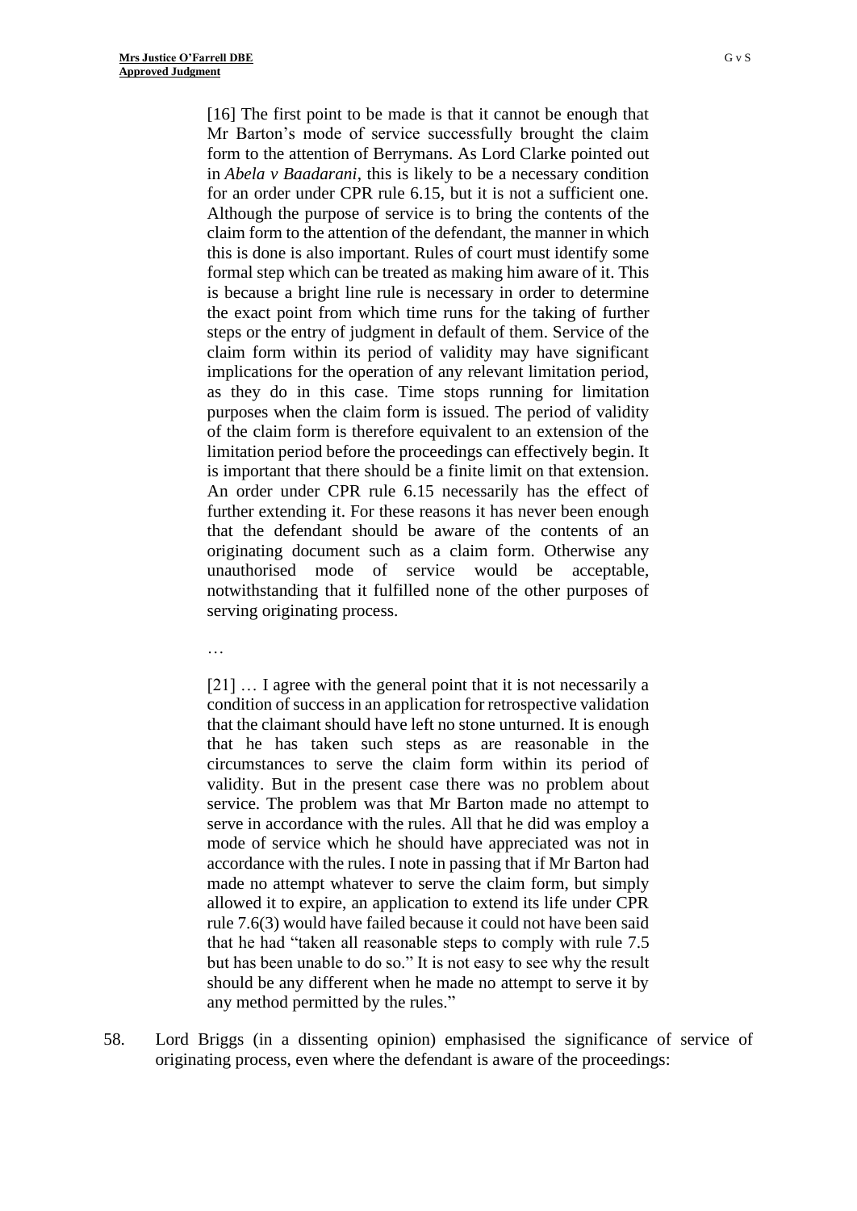> [16] The first point to be made is that it cannot be enough that Mr Barton's mode of service successfully brought the claim form to the attention of Berrymans. As Lord Clarke pointed out in *Abela v Baadarani*, this is likely to be a necessary condition for an order under CPR rule 6.15, but it is not a sufficient one. Although the purpose of service is to bring the contents of the claim form to the attention of the defendant, the manner in which this is done is also important. Rules of court must identify some formal step which can be treated as making him aware of it. This is because a bright line rule is necessary in order to determine the exact point from which time runs for the taking of further steps or the entry of judgment in default of them. Service of the claim form within its period of validity may have significant implications for the operation of any relevant limitation period, as they do in this case. Time stops running for limitation purposes when the claim form is issued. The period of validity of the claim form is therefore equivalent to an extension of the limitation period before the proceedings can effectively begin. It is important that there should be a finite limit on that extension. An order under CPR rule 6.15 necessarily has the effect of further extending it. For these reasons it has never been enough that the defendant should be aware of the contents of an originating document such as a claim form. Otherwise any unauthorised mode of service would be acceptable, notwithstanding that it fulfilled none of the other purposes of serving originating process.
>
> …
>
> [21] … I agree with the general point that it is not necessarily a condition of success in an application for retrospective validation that the claimant should have left no stone unturned. It is enough that he has taken such steps as are reasonable in the circumstances to serve the claim form within its period of validity. But in the present case there was no problem about service. The problem was that Mr Barton made no attempt to serve in accordance with the rules. All that he did was employ a mode of service which he should have appreciated was not in accordance with the rules. I note in passing that if Mr Barton had made no attempt whatever to serve the claim form, but simply allowed it to expire, an application to extend its life under CPR rule 7.6(3) would have failed because it could not have been said that he had "taken all reasonable steps to comply with rule 7.5 but has been unable to do so." It is not easy to see why the result should be any different when he made no attempt to serve it by any method permitted by the rules."

58. Lord Briggs (in a dissenting opinion) emphasised the significance of service of originating process, even where the defendant is aware of the proceedings: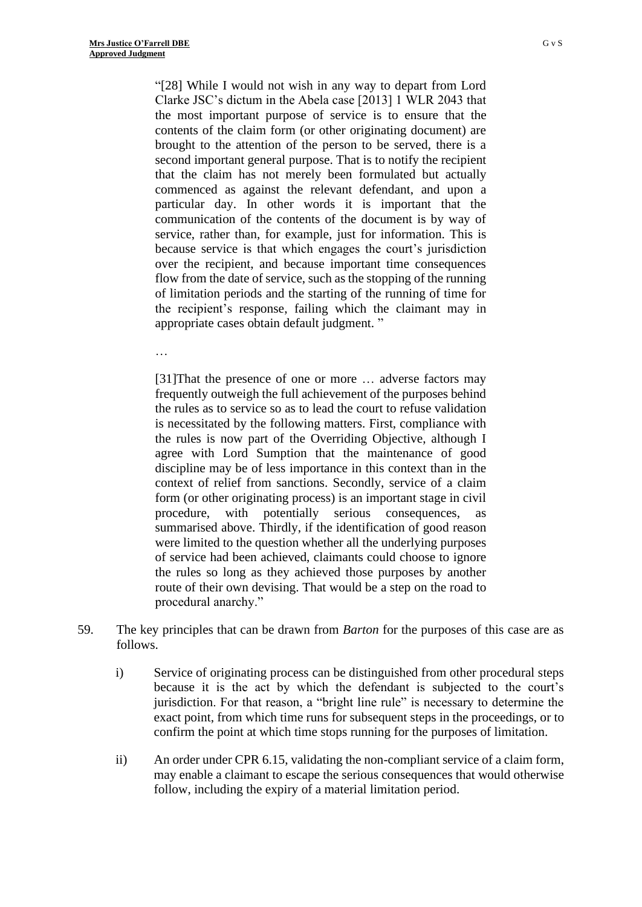> "[28] While I would not wish in any way to depart from Lord Clarke JSC's dictum in the Abela case [2013] 1 WLR 2043 that the most important purpose of service is to ensure that the contents of the claim form (or other originating document) are brought to the attention of the person to be served, there is a second important general purpose. That is to notify the recipient that the claim has not merely been formulated but actually commenced as against the relevant defendant, and upon a particular day. In other words it is important that the communication of the contents of the document is by way of service, rather than, for example, just for information. This is because service is that which engages the court's jurisdiction over the recipient, and because important time consequences flow from the date of service, such as the stopping of the running of limitation periods and the starting of the running of time for the recipient's response, failing which the claimant may in appropriate cases obtain default judgment. "
>
> …
>
> [31]That the presence of one or more … adverse factors may frequently outweigh the full achievement of the purposes behind the rules as to service so as to lead the court to refuse validation is necessitated by the following matters. First, compliance with the rules is now part of the Overriding Objective, although I agree with Lord Sumption that the maintenance of good discipline may be of less importance in this context than in the context of relief from sanctions. Secondly, service of a claim form (or other originating process) is an important stage in civil procedure, with potentially serious consequences, as summarised above. Thirdly, if the identification of good reason were limited to the question whether all the underlying purposes of service had been achieved, claimants could choose to ignore the rules so long as they achieved those purposes by another route of their own devising. That would be a step on the road to procedural anarchy."

59. The key principles that can be drawn from *Barton* for the purposes of this case are as follows.

    i) Service of originating process can be distinguished from other procedural steps because it is the act by which the defendant is subjected to the court's jurisdiction. For that reason, a "bright line rule" is necessary to determine the exact point, from which time runs for subsequent steps in the proceedings, or to confirm the point at which time stops running for the purposes of limitation.

    ii) An order under CPR 6.15, validating the non-compliant service of a claim form, may enable a claimant to escape the serious consequences that would otherwise follow, including the expiry of a material limitation period.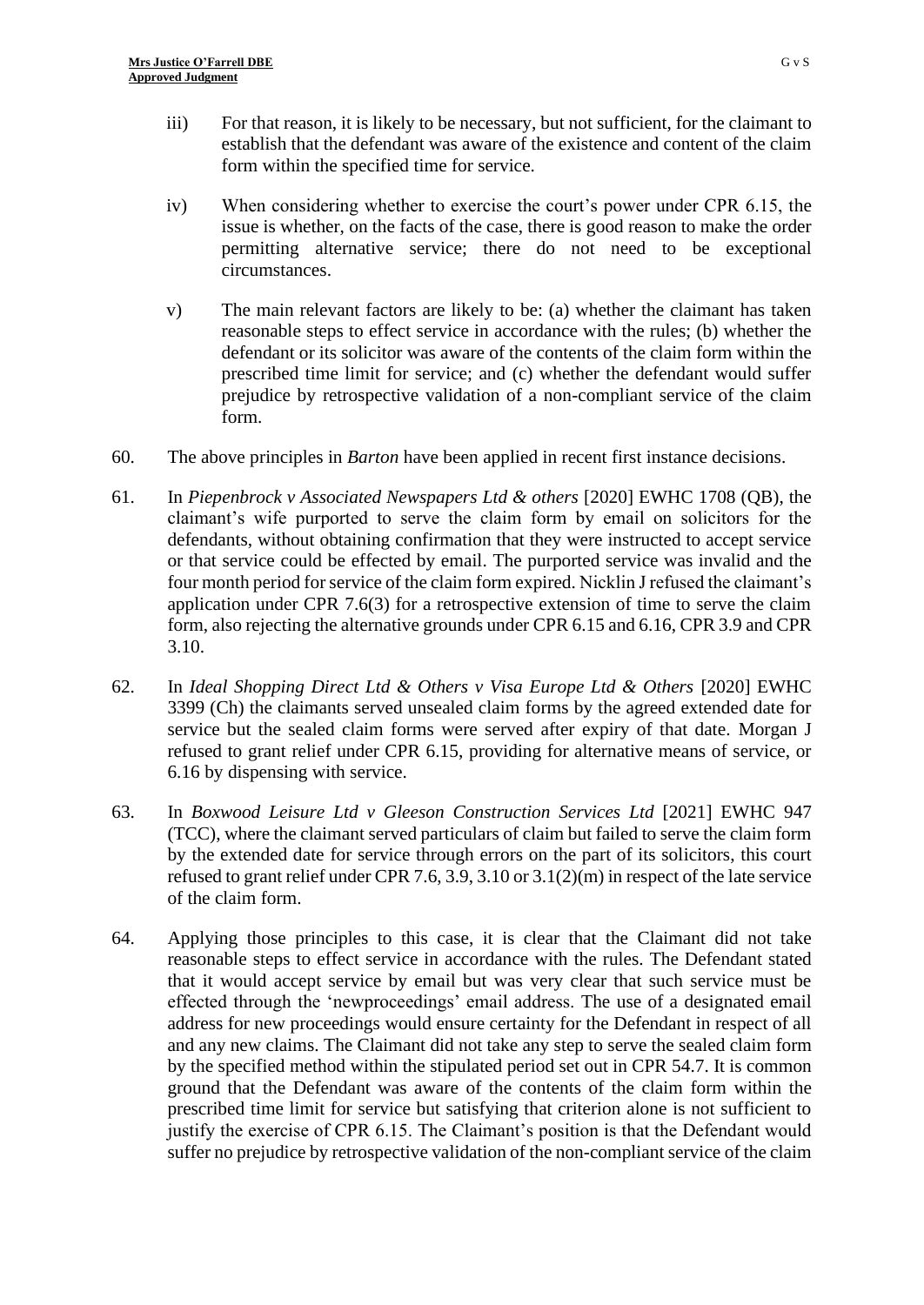iii) For that reason, it is likely to be necessary, but not sufficient, for the claimant to establish that the defendant was aware of the existence and content of the claim form within the specified time for service.

iv) When considering whether to exercise the court's power under CPR 6.15, the issue is whether, on the facts of the case, there is good reason to make the order permitting alternative service; there do not need to be exceptional circumstances.

v) The main relevant factors are likely to be: (a) whether the claimant has taken reasonable steps to effect service in accordance with the rules; (b) whether the defendant or its solicitor was aware of the contents of the claim form within the prescribed time limit for service; and (c) whether the defendant would suffer prejudice by retrospective validation of a non-compliant service of the claim form.

60. The above principles in *Barton* have been applied in recent first instance decisions.

61. In *Piepenbrock v Associated Newspapers Ltd & others* [2020] EWHC 1708 (QB), the claimant's wife purported to serve the claim form by email on solicitors for the defendants, without obtaining confirmation that they were instructed to accept service or that service could be effected by email. The purported service was invalid and the four month period for service of the claim form expired. Nicklin J refused the claimant's application under CPR 7.6(3) for a retrospective extension of time to serve the claim form, also rejecting the alternative grounds under CPR 6.15 and 6.16, CPR 3.9 and CPR 3.10.

62. In *Ideal Shopping Direct Ltd & Others v Visa Europe Ltd & Others* [2020] EWHC 3399 (Ch) the claimants served unsealed claim forms by the agreed extended date for service but the sealed claim forms were served after expiry of that date. Morgan J refused to grant relief under CPR 6.15, providing for alternative means of service, or 6.16 by dispensing with service.

63. In *Boxwood Leisure Ltd v Gleeson Construction Services Ltd* [2021] EWHC 947 (TCC), where the claimant served particulars of claim but failed to serve the claim form by the extended date for service through errors on the part of its solicitors, this court refused to grant relief under CPR 7.6, 3.9, 3.10 or 3.1(2)(m) in respect of the late service of the claim form.

64. Applying those principles to this case, it is clear that the Claimant did not take reasonable steps to effect service in accordance with the rules. The Defendant stated that it would accept service by email but was very clear that such service must be effected through the 'newproceedings' email address. The use of a designated email address for new proceedings would ensure certainty for the Defendant in respect of all and any new claims. The Claimant did not take any step to serve the sealed claim form by the specified method within the stipulated period set out in CPR 54.7. It is common ground that the Defendant was aware of the contents of the claim form within the prescribed time limit for service but satisfying that criterion alone is not sufficient to justify the exercise of CPR 6.15. The Claimant's position is that the Defendant would suffer no prejudice by retrospective validation of the non-compliant service of the claim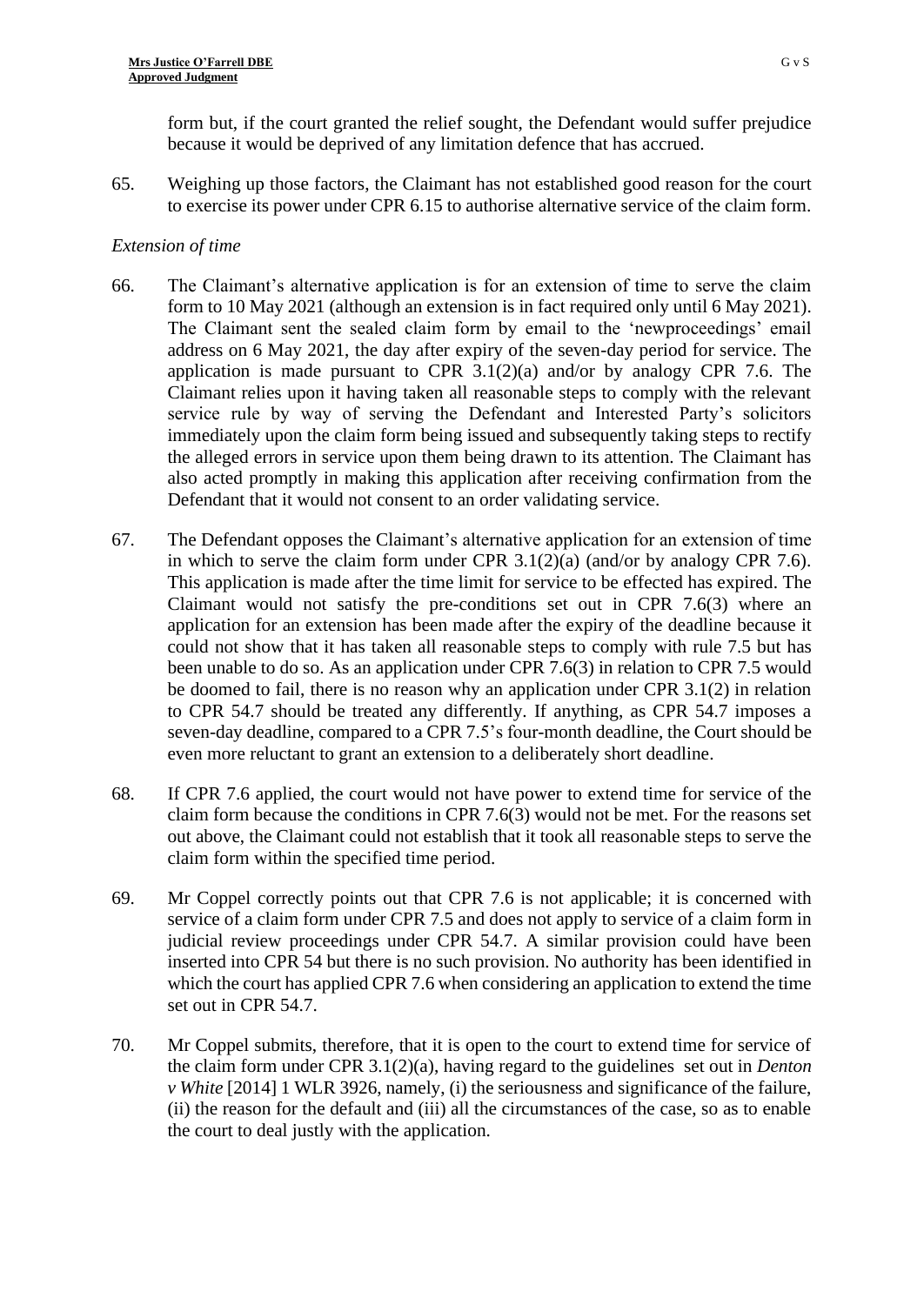form but, if the court granted the relief sought, the Defendant would suffer prejudice because it would be deprived of any limitation defence that has accrued.

65. Weighing up those factors, the Claimant has not established good reason for the court to exercise its power under CPR 6.15 to authorise alternative service of the claim form.

*Extension of time*

66. The Claimant's alternative application is for an extension of time to serve the claim form to 10 May 2021 (although an extension is in fact required only until 6 May 2021). The Claimant sent the sealed claim form by email to the 'newproceedings' email address on 6 May 2021, the day after expiry of the seven-day period for service. The application is made pursuant to CPR 3.1(2)(a) and/or by analogy CPR 7.6. The Claimant relies upon it having taken all reasonable steps to comply with the relevant service rule by way of serving the Defendant and Interested Party's solicitors immediately upon the claim form being issued and subsequently taking steps to rectify the alleged errors in service upon them being drawn to its attention. The Claimant has also acted promptly in making this application after receiving confirmation from the Defendant that it would not consent to an order validating service.

67. The Defendant opposes the Claimant's alternative application for an extension of time in which to serve the claim form under CPR 3.1(2)(a) (and/or by analogy CPR 7.6). This application is made after the time limit for service to be effected has expired. The Claimant would not satisfy the pre-conditions set out in CPR 7.6(3) where an application for an extension has been made after the expiry of the deadline because it could not show that it has taken all reasonable steps to comply with rule 7.5 but has been unable to do so. As an application under CPR 7.6(3) in relation to CPR 7.5 would be doomed to fail, there is no reason why an application under CPR 3.1(2) in relation to CPR 54.7 should be treated any differently. If anything, as CPR 54.7 imposes a seven-day deadline, compared to a CPR 7.5's four-month deadline, the Court should be even more reluctant to grant an extension to a deliberately short deadline.

68. If CPR 7.6 applied, the court would not have power to extend time for service of the claim form because the conditions in CPR 7.6(3) would not be met. For the reasons set out above, the Claimant could not establish that it took all reasonable steps to serve the claim form within the specified time period.

69. Mr Coppel correctly points out that CPR 7.6 is not applicable; it is concerned with service of a claim form under CPR 7.5 and does not apply to service of a claim form in judicial review proceedings under CPR 54.7. A similar provision could have been inserted into CPR 54 but there is no such provision. No authority has been identified in which the court has applied CPR 7.6 when considering an application to extend the time set out in CPR 54.7.

70. Mr Coppel submits, therefore, that it is open to the court to extend time for service of the claim form under CPR 3.1(2)(a), having regard to the guidelines set out in *Denton v White* [2014] 1 WLR 3926, namely, (i) the seriousness and significance of the failure, (ii) the reason for the default and (iii) all the circumstances of the case, so as to enable the court to deal justly with the application.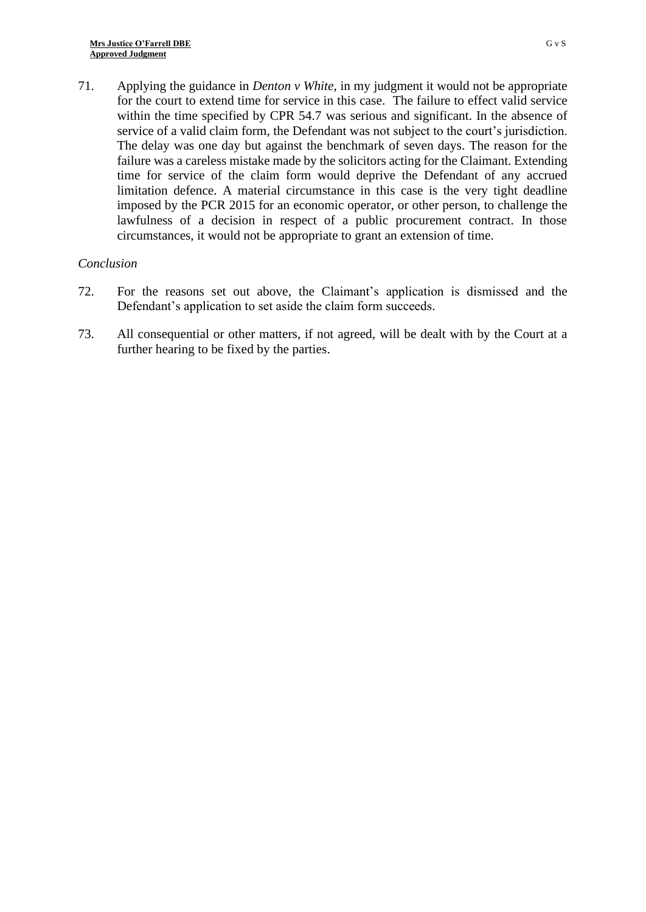71. Applying the guidance in *Denton v White*, in my judgment it would not be appropriate for the court to extend time for service in this case. The failure to effect valid service within the time specified by CPR 54.7 was serious and significant. In the absence of service of a valid claim form, the Defendant was not subject to the court's jurisdiction. The delay was one day but against the benchmark of seven days. The reason for the failure was a careless mistake made by the solicitors acting for the Claimant. Extending time for service of the claim form would deprive the Defendant of any accrued limitation defence. A material circumstance in this case is the very tight deadline imposed by the PCR 2015 for an economic operator, or other person, to challenge the lawfulness of a decision in respect of a public procurement contract. In those circumstances, it would not be appropriate to grant an extension of time.

*Conclusion*

72. For the reasons set out above, the Claimant's application is dismissed and the Defendant's application to set aside the claim form succeeds.

73. All consequential or other matters, if not agreed, will be dealt with by the Court at a further hearing to be fixed by the parties.